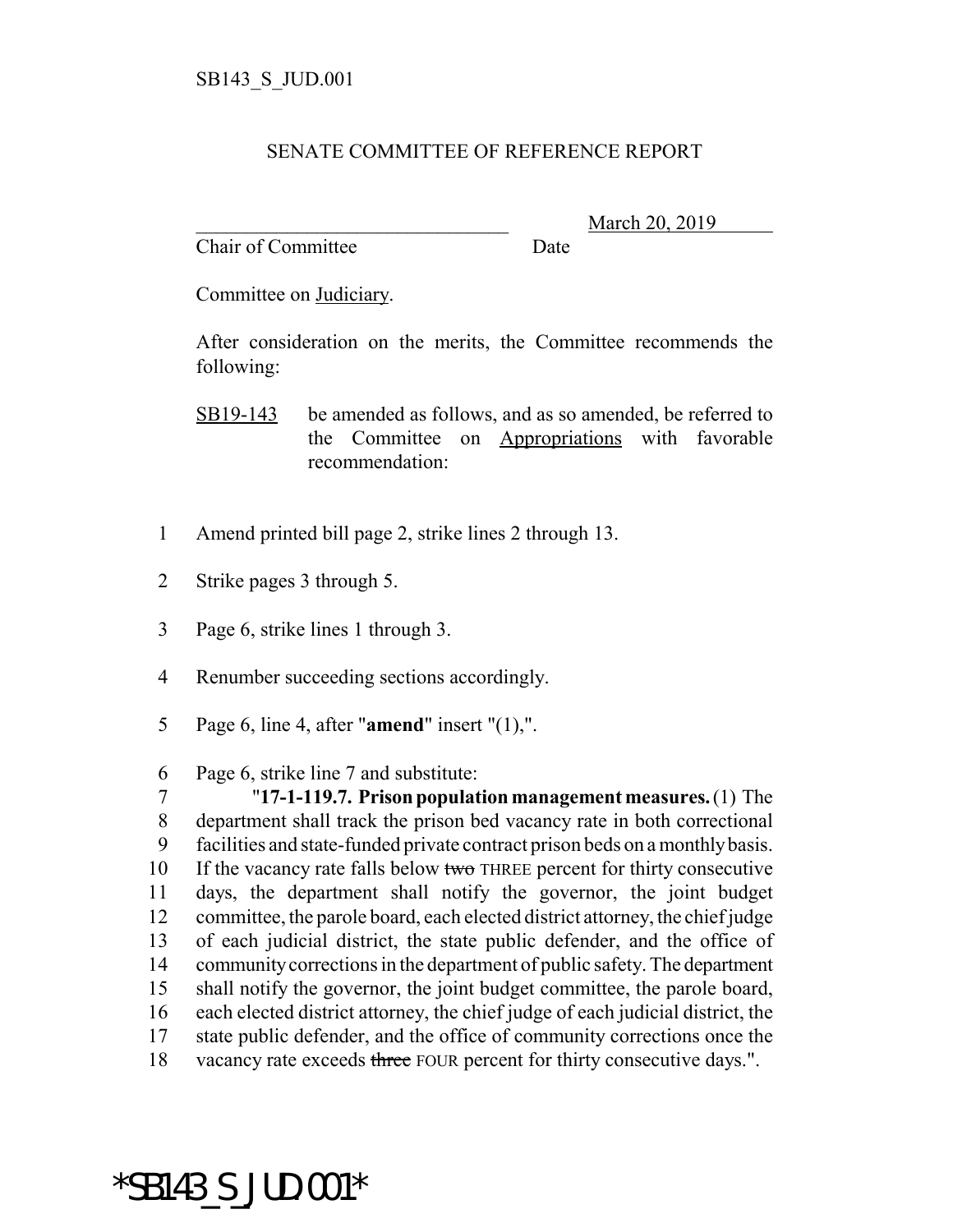SB143_S_JUD.001

SENATE COMMITTEE OF REFERENCE REPORT

________________________________ March 20, 2019
Chair of Committee Date

Committee on Judiciary.

After consideration on the merits, the Committee recommends the following:

SB19-143 be amended as follows, and as so amended, be referred to the Committee on Appropriations with favorable recommendation:

1 Amend printed bill page 2, strike lines 2 through 13.

2 Strike pages 3 through 5.

3 Page 6, strike lines 1 through 3.

4 Renumber succeeding sections accordingly.

5 Page 6, line 4, after "**amend**" insert "(1),".

6 Page 6, strike line 7 and substitute:

7 "**17-1-119.7. Prison population management measures.** (1) The
8 department shall track the prison bed vacancy rate in both correctional
9 facilities and state-funded private contract prison beds on a monthly basis.
10 If the vacancy rate falls below ~~two~~ THREE percent for thirty consecutive
11 days, the department shall notify the governor, the joint budget
12 committee, the parole board, each elected district attorney, the chief judge
13 of each judicial district, the state public defender, and the office of
14 community corrections in the department of public safety. The department
15 shall notify the governor, the joint budget committee, the parole board,
16 each elected district attorney, the chief judge of each judicial district, the
17 state public defender, and the office of community corrections once the
18 vacancy rate exceeds ~~three~~ FOUR percent for thirty consecutive days.".

*SB143_S_JUD.001*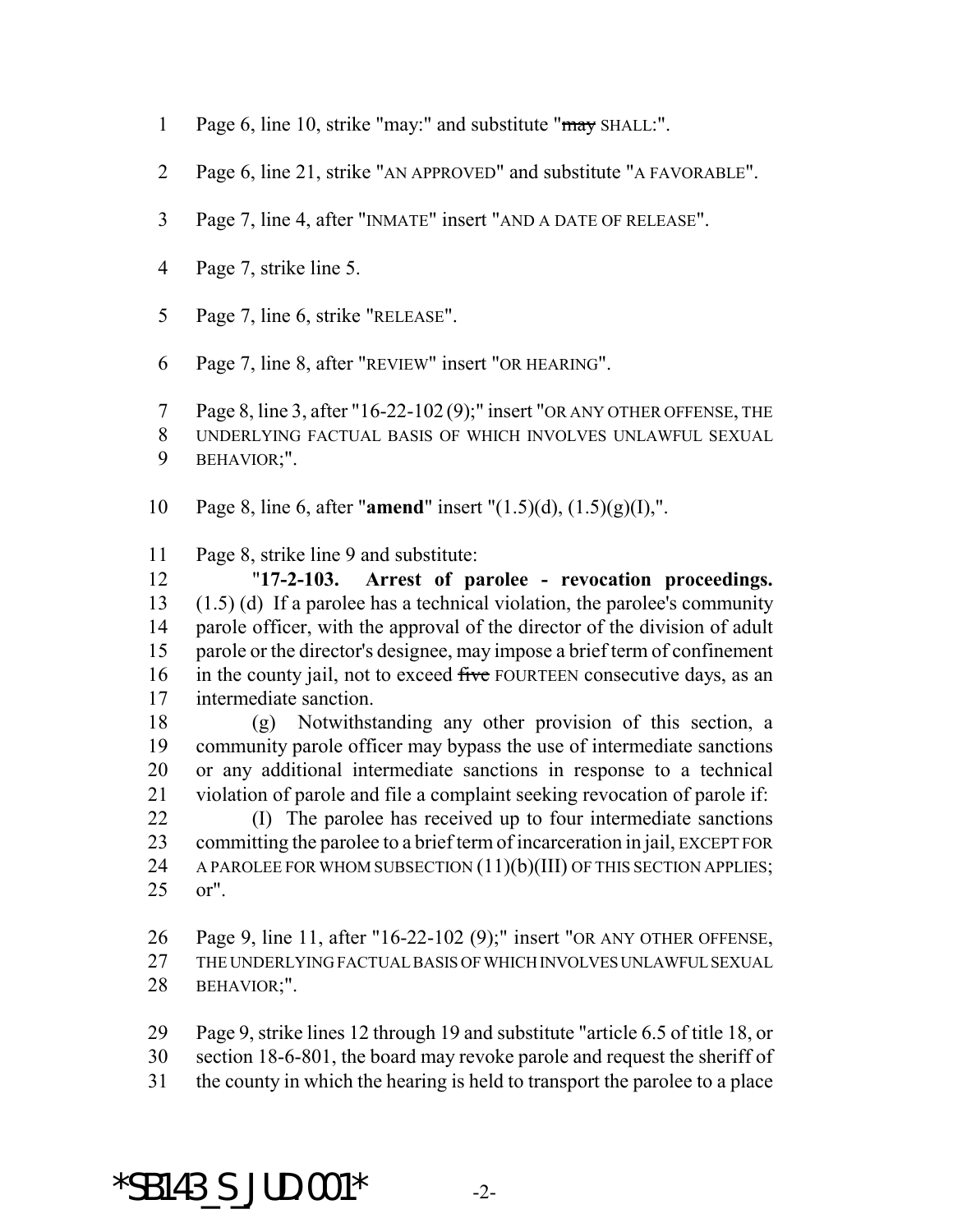Page 6, line 10, strike "may:" and substitute "~~may~~ SHALL:".

Page 6, line 21, strike "AN APPROVED" and substitute "A FAVORABLE".

Page 7, line 4, after "INMATE" insert "AND A DATE OF RELEASE".

Page 7, strike line 5.

Page 7, line 6, strike "RELEASE".

Page 7, line 8, after "REVIEW" insert "OR HEARING".

Page 8, line 3, after "16-22-102 (9);" insert "OR ANY OTHER OFFENSE, THE UNDERLYING FACTUAL BASIS OF WHICH INVOLVES UNLAWFUL SEXUAL BEHAVIOR;".

Page 8, line 6, after "**amend**" insert "(1.5)(d), (1.5)(g)(I),".

Page 8, strike line 9 and substitute:

"**17-2-103. Arrest of parolee - revocation proceedings.** (1.5) (d) If a parolee has a technical violation, the parolee's community parole officer, with the approval of the director of the division of adult parole or the director's designee, may impose a brief term of confinement in the county jail, not to exceed ~~five~~ FOURTEEN consecutive days, as an intermediate sanction.

(g) Notwithstanding any other provision of this section, a community parole officer may bypass the use of intermediate sanctions or any additional intermediate sanctions in response to a technical violation of parole and file a complaint seeking revocation of parole if:

(I) The parolee has received up to four intermediate sanctions committing the parolee to a brief term of incarceration in jail, EXCEPT FOR A PAROLEE FOR WHOM SUBSECTION (11)(b)(III) OF THIS SECTION APPLIES; or".

Page 9, line 11, after "16-22-102 (9);" insert "OR ANY OTHER OFFENSE, THE UNDERLYING FACTUAL BASIS OF WHICH INVOLVES UNLAWFUL SEXUAL BEHAVIOR;".

Page 9, strike lines 12 through 19 and substitute "article 6.5 of title 18, or section 18-6-801, the board may revoke parole and request the sheriff of the county in which the hearing is held to transport the parolee to a place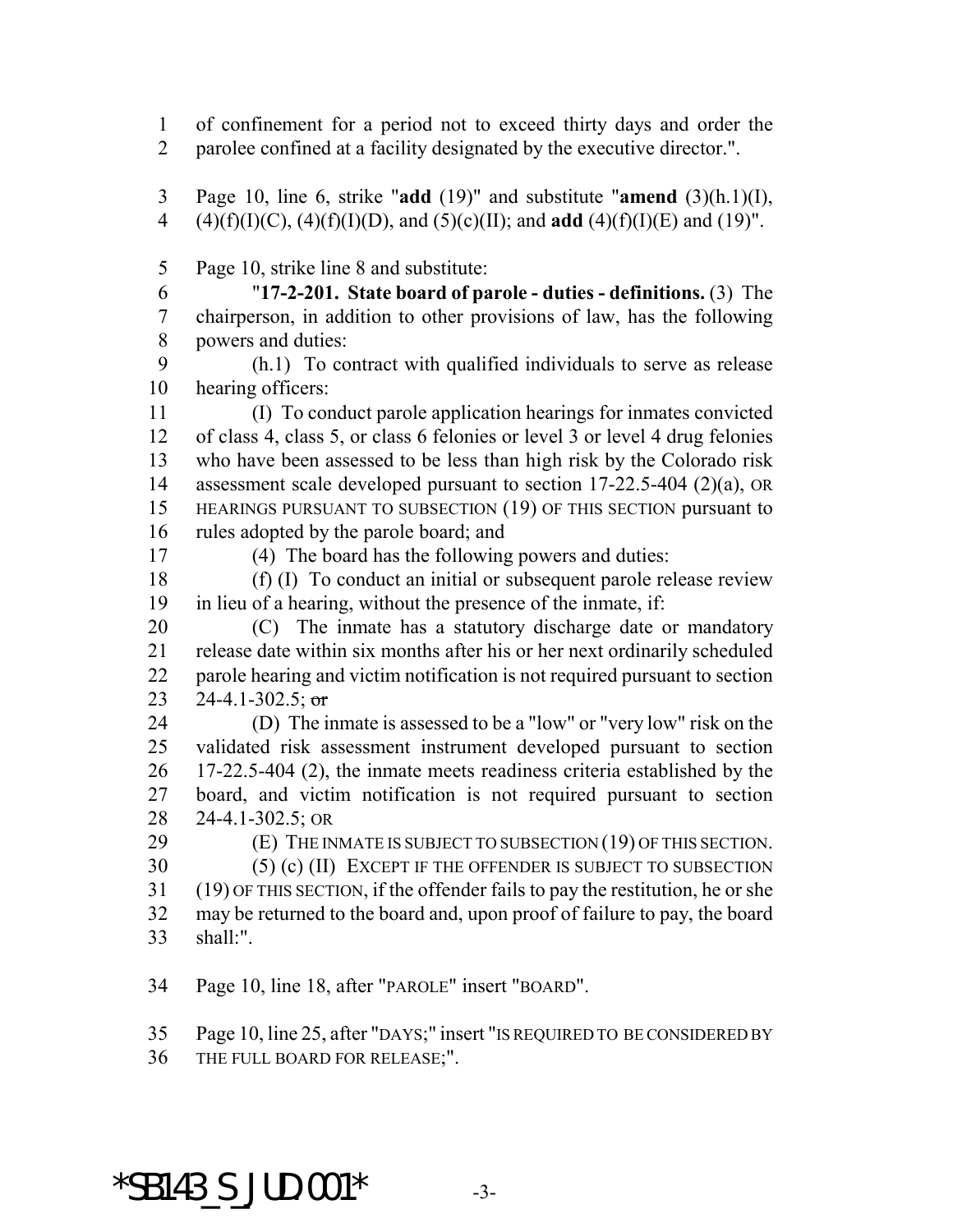of confinement for a period not to exceed thirty days and order the parolee confined at a facility designated by the executive director.".

Page 10, line 6, strike "**add** (19)" and substitute "**amend** (3)(h.1)(I), (4)(f)(I)(C), (4)(f)(I)(D), and (5)(c)(II); and **add** (4)(f)(I)(E) and (19)".

Page 10, strike line 8 and substitute:

"**17-2-201. State board of parole - duties - definitions.** (3) The chairperson, in addition to other provisions of law, has the following powers and duties:

(h.1) To contract with qualified individuals to serve as release hearing officers:

(I) To conduct parole application hearings for inmates convicted of class 4, class 5, or class 6 felonies or level 3 or level 4 drug felonies who have been assessed to be less than high risk by the Colorado risk assessment scale developed pursuant to section 17-22.5-404 (2)(a), OR HEARINGS PURSUANT TO SUBSECTION (19) OF THIS SECTION pursuant to rules adopted by the parole board; and

(4) The board has the following powers and duties:

(f) (I) To conduct an initial or subsequent parole release review in lieu of a hearing, without the presence of the inmate, if:

(C) The inmate has a statutory discharge date or mandatory release date within six months after his or her next ordinarily scheduled parole hearing and victim notification is not required pursuant to section 24-4.1-302.5; ~~or~~

(D) The inmate is assessed to be a "low" or "very low" risk on the validated risk assessment instrument developed pursuant to section 17-22.5-404 (2), the inmate meets readiness criteria established by the board, and victim notification is not required pursuant to section 24-4.1-302.5; OR

(E) THE INMATE IS SUBJECT TO SUBSECTION (19) OF THIS SECTION.

(5) (c) (II) EXCEPT IF THE OFFENDER IS SUBJECT TO SUBSECTION (19) OF THIS SECTION, if the offender fails to pay the restitution, he or she may be returned to the board and, upon proof of failure to pay, the board shall:".

Page 10, line 18, after "PAROLE" insert "BOARD".

Page 10, line 25, after "DAYS;" insert "IS REQUIRED TO BE CONSIDERED BY THE FULL BOARD FOR RELEASE;".

*SB143_S_JUD.001*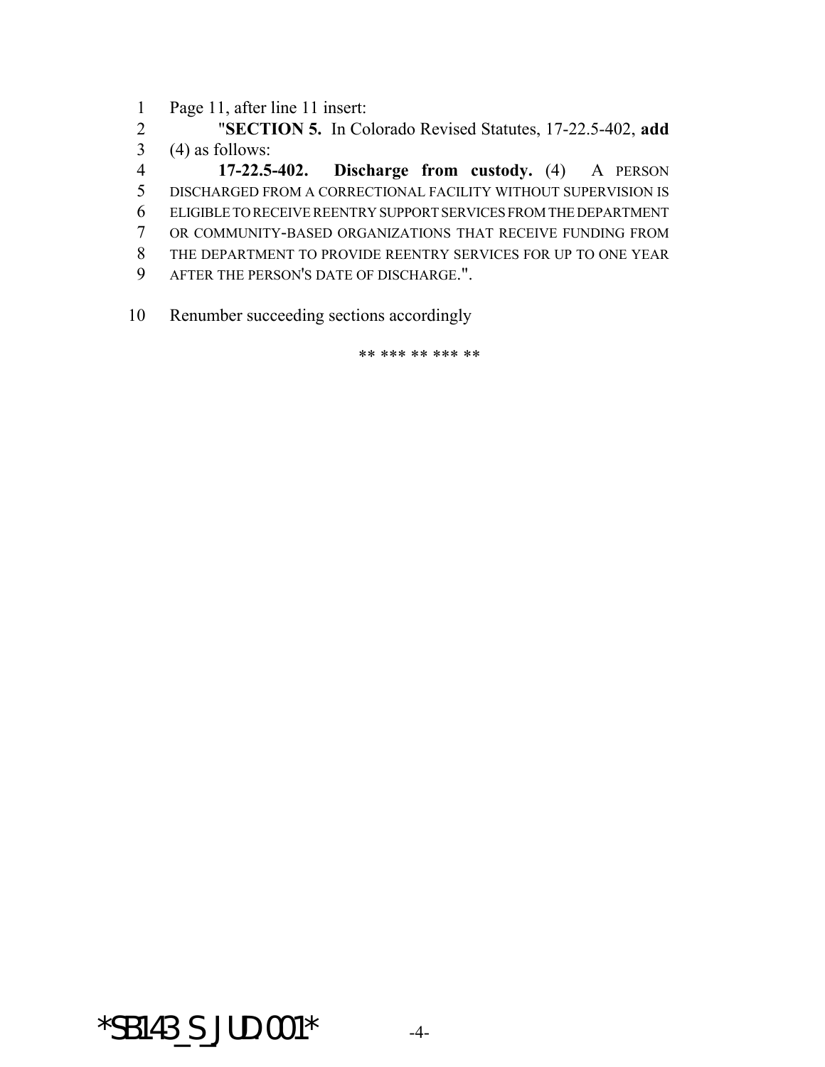Page 11, after line 11 insert:

"**SECTION 5.** In Colorado Revised Statutes, 17-22.5-402, **add** (4) as follows:

**17-22.5-402. Discharge from custody.** (4) A PERSON DISCHARGED FROM A CORRECTIONAL FACILITY WITHOUT SUPERVISION IS ELIGIBLE TO RECEIVE REENTRY SUPPORT SERVICES FROM THE DEPARTMENT OR COMMUNITY-BASED ORGANIZATIONS THAT RECEIVE FUNDING FROM THE DEPARTMENT TO PROVIDE REENTRY SERVICES FOR UP TO ONE YEAR AFTER THE PERSON'S DATE OF DISCHARGE.".

Renumber succeeding sections accordingly

** *** ** *** **

*SB143_S_JUD.001*